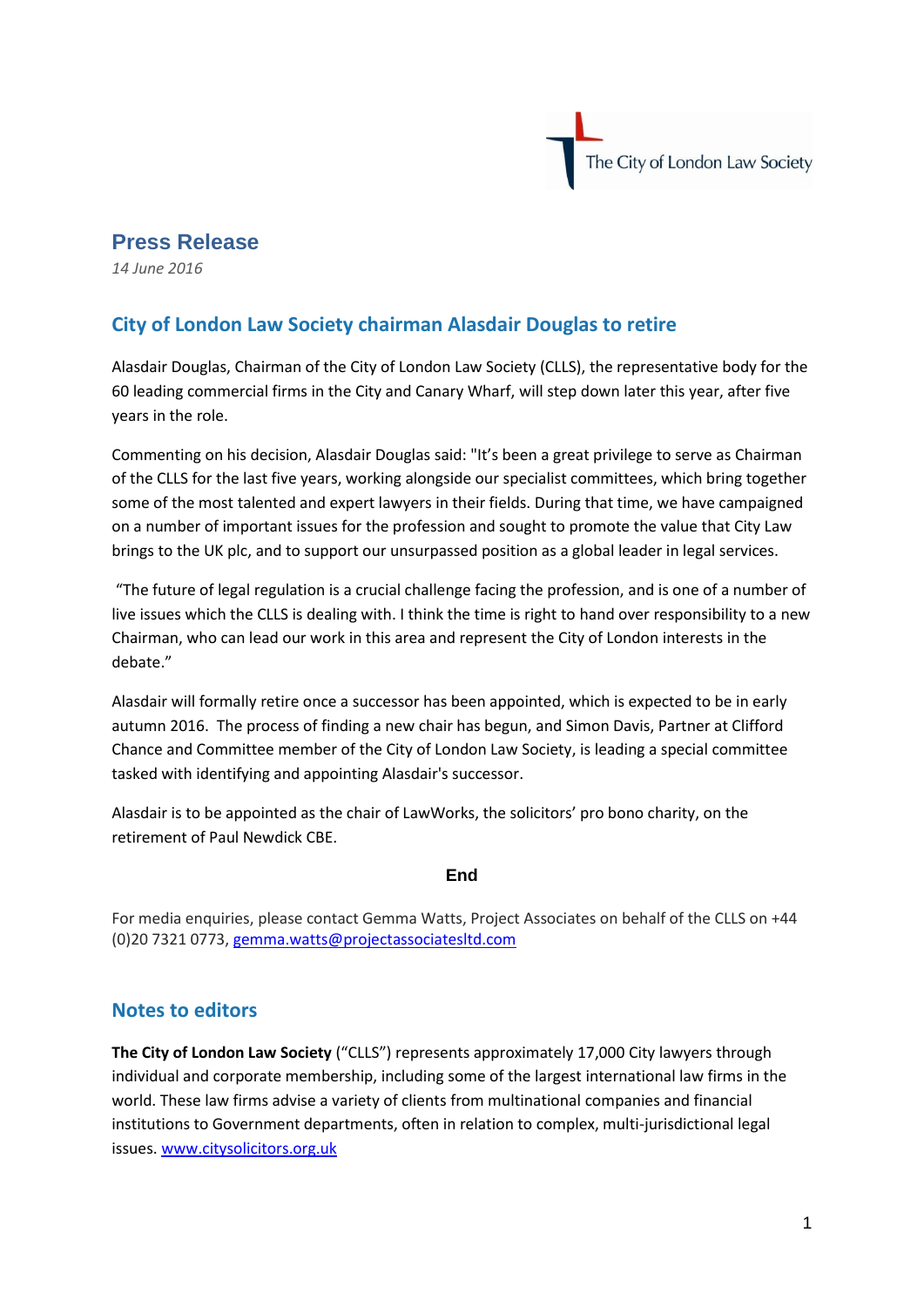The City of London Law Society

# Press Release

*14 June 2016*

## City of London Law Society chairman Alasdair Douglas to retire

Alasdair Douglas, Chairman of the City of London Law Society (CLLS), the representative body for the 60 leading commercial firms in the City and Canary Wharf, will step down later this year, after five years in the role.

Commenting on his decision, Alasdair Douglas said: "It's been a great privilege to serve as Chairman of the CLLS for the last five years, working alongside our specialist committees, which bring together some of the most talented and expert lawyers in their fields. During that time, we have campaigned on a number of important issues for the profession and sought to promote the value that City Law brings to the UK plc, and to support our unsurpassed position as a global leader in legal services.

"The future of legal regulation is a crucial challenge facing the profession, and is one of a number of live issues which the CLLS is dealing with. I think the time is right to hand over responsibility to a new Chairman, who can lead our work in this area and represent the City of London interests in the debate."

Alasdair will formally retire once a successor has been appointed, which is expected to be in early autumn 2016. The process of finding a new chair has begun, and Simon Davis, Partner at Clifford Chance and Committee member of the City of London Law Society, is leading a special committee tasked with identifying and appointing Alasdair's successor.

Alasdair is to be appointed as the chair of LawWorks, the solicitors' pro bono charity, on the retirement of Paul Newdick CBE.

**End**

For media enquiries, please contact Gemma Watts, Project Associates on behalf of the CLLS on +44 (0)20 7321 0773, gemma.watts@projectassociatesltd.com

## Notes to editors

**The City of London Law Society** ("CLLS") represents approximately 17,000 City lawyers through individual and corporate membership, including some of the largest international law firms in the world. These law firms advise a variety of clients from multinational companies and financial institutions to Government departments, often in relation to complex, multi-jurisdictional legal issues. www.citysolicitors.org.uk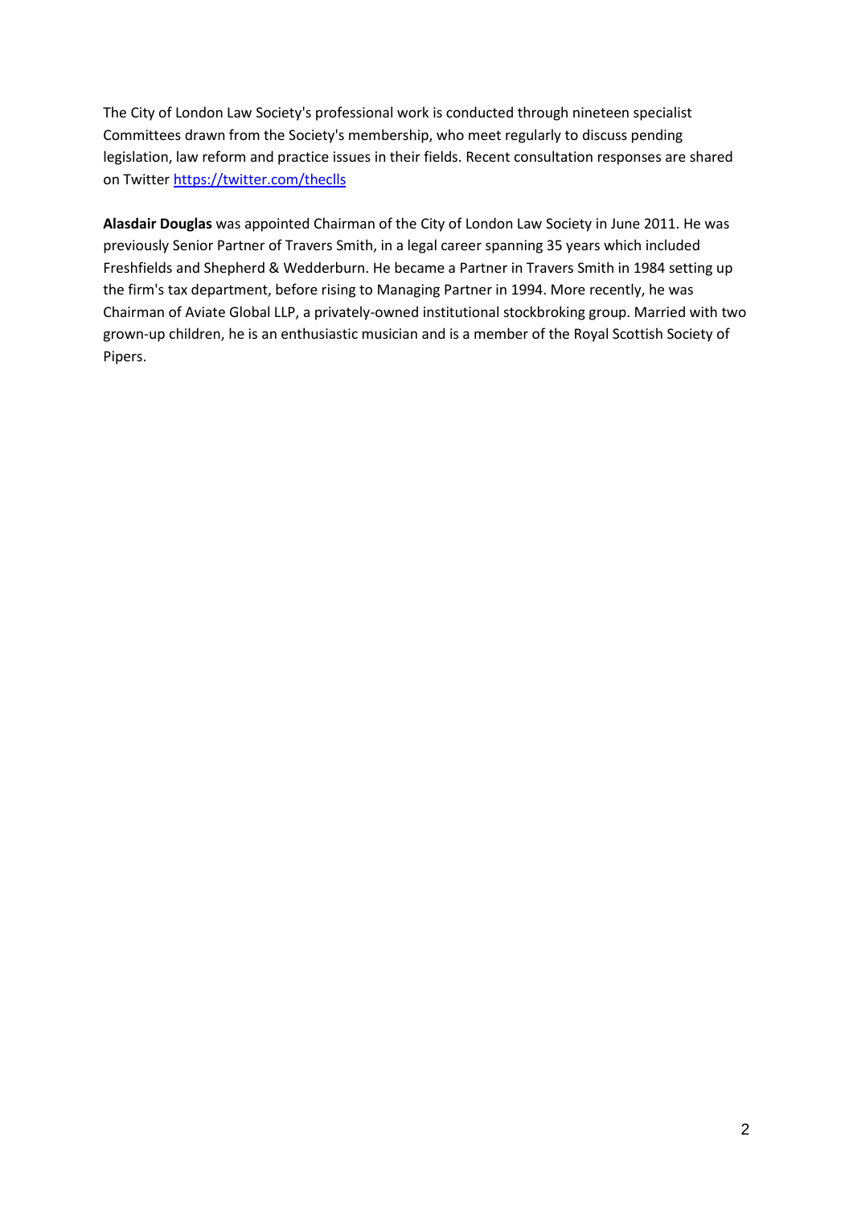The City of London Law Society's professional work is conducted through nineteen specialist Committees drawn from the Society's membership, who meet regularly to discuss pending legislation, law reform and practice issues in their fields. Recent consultation responses are shared on Twitter https://twitter.com/theclls

**Alasdair Douglas** was appointed Chairman of the City of London Law Society in June 2011. He was previously Senior Partner of Travers Smith, in a legal career spanning 35 years which included Freshfields and Shepherd & Wedderburn. He became a Partner in Travers Smith in 1984 setting up the firm's tax department, before rising to Managing Partner in 1994. More recently, he was Chairman of Aviate Global LLP, a privately-owned institutional stockbroking group. Married with two grown-up children, he is an enthusiastic musician and is a member of the Royal Scottish Society of Pipers.